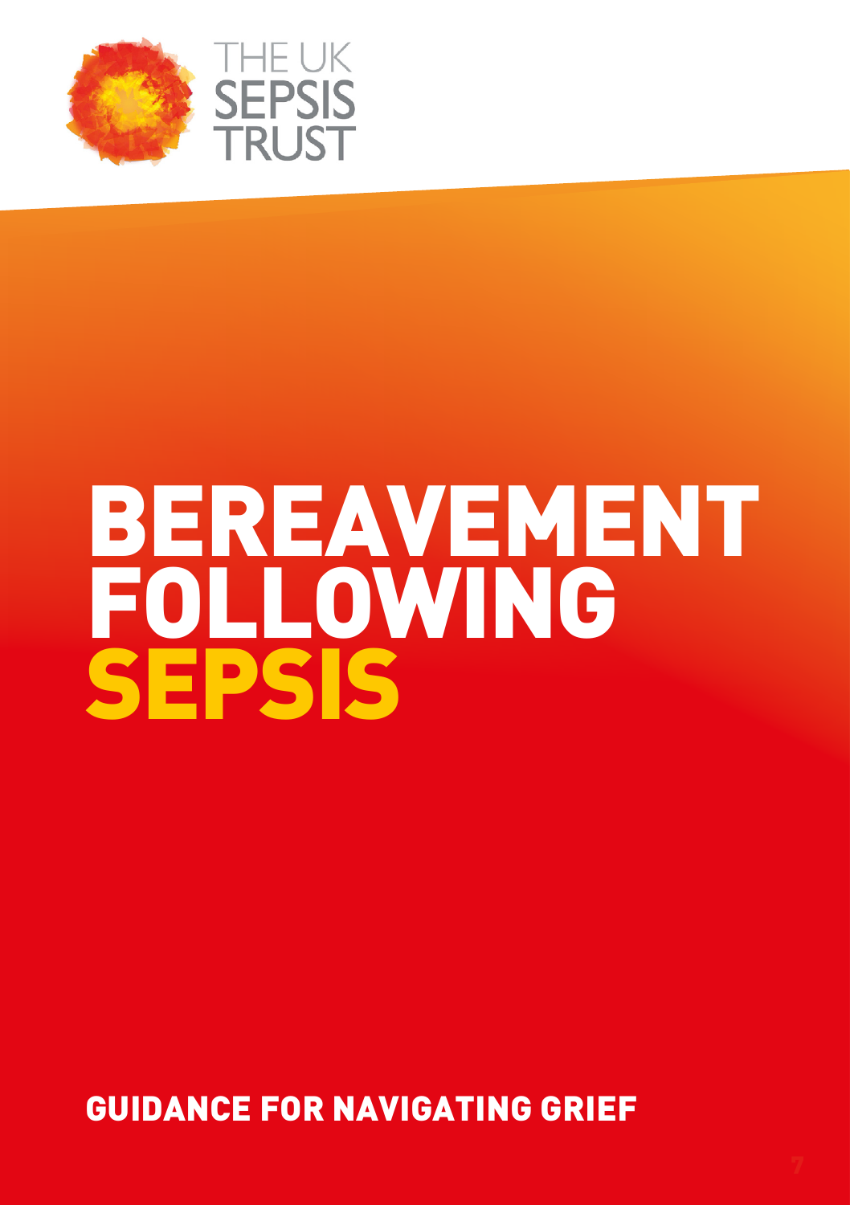THE UK SEPSIS TRUST

# BEREAVEMENT FOLLOWING SEPSIS

## GUIDANCE FOR NAVIGATING GRIEF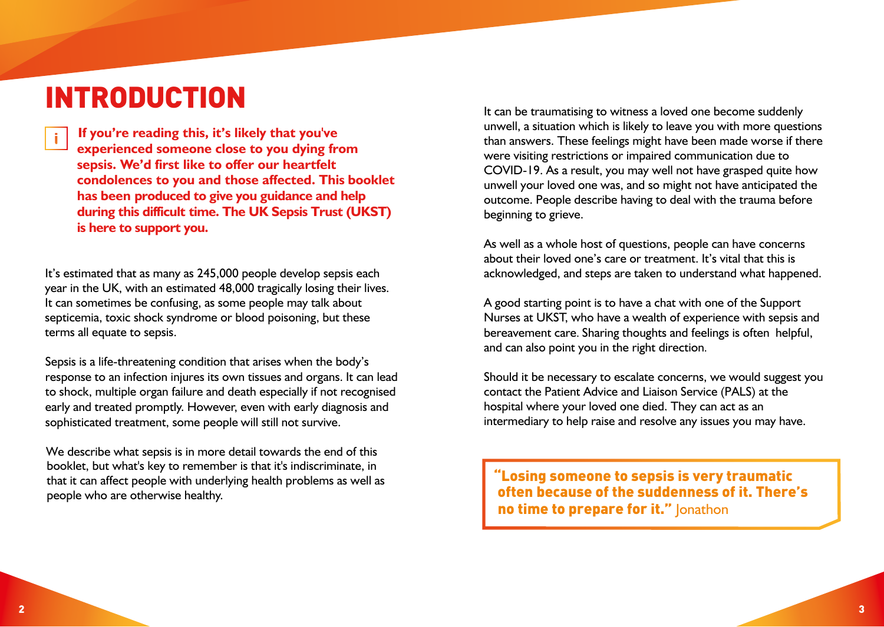# INTRODUCTION

**If you're reading this, it's likely that you've experienced someone close to you dying from sepsis. We'd first like to offer our heartfelt condolences to you and those affected. This booklet has been produced to give you guidance and help during this difficult time. The UK Sepsis Trust (UKST) is here to support you.**

It's estimated that as many as 245,000 people develop sepsis each year in the UK, with an estimated 48,000 tragically losing their lives. It can sometimes be confusing, as some people may talk about septicemia, toxic shock syndrome or blood poisoning, but these terms all equate to sepsis.

Sepsis is a life-threatening condition that arises when the body's response to an infection injures its own tissues and organs. It can lead to shock, multiple organ failure and death especially if not recognised early and treated promptly. However, even with early diagnosis and sophisticated treatment, some people will still not survive.

We describe what sepsis is in more detail towards the end of this booklet, but what's key to remember is that it's indiscriminate, in that it can affect people with underlying health problems as well as people who are otherwise healthy.

It can be traumatising to witness a loved one become suddenly unwell, a situation which is likely to leave you with more questions than answers. These feelings might have been made worse if there were visiting restrictions or impaired communication due to COVID-19. As a result, you may well not have grasped quite how unwell your loved one was, and so might not have anticipated the outcome. People describe having to deal with the trauma before beginning to grieve.

As well as a whole host of questions, people can have concerns about their loved one's care or treatment. It's vital that this is acknowledged, and steps are taken to understand what happened.

A good starting point is to have a chat with one of the Support Nurses at UKST, who have a wealth of experience with sepsis and bereavement care. Sharing thoughts and feelings is often helpful, and can also point you in the right direction.

Should it be necessary to escalate concerns, we would suggest you contact the Patient Advice and Liaison Service (PALS) at the hospital where your loved one died. They can act as an intermediary to help raise and resolve any issues you may have.

> **"Losing someone to sepsis is very traumatic often because of the suddenness of it. There's no time to prepare for it."** Jonathon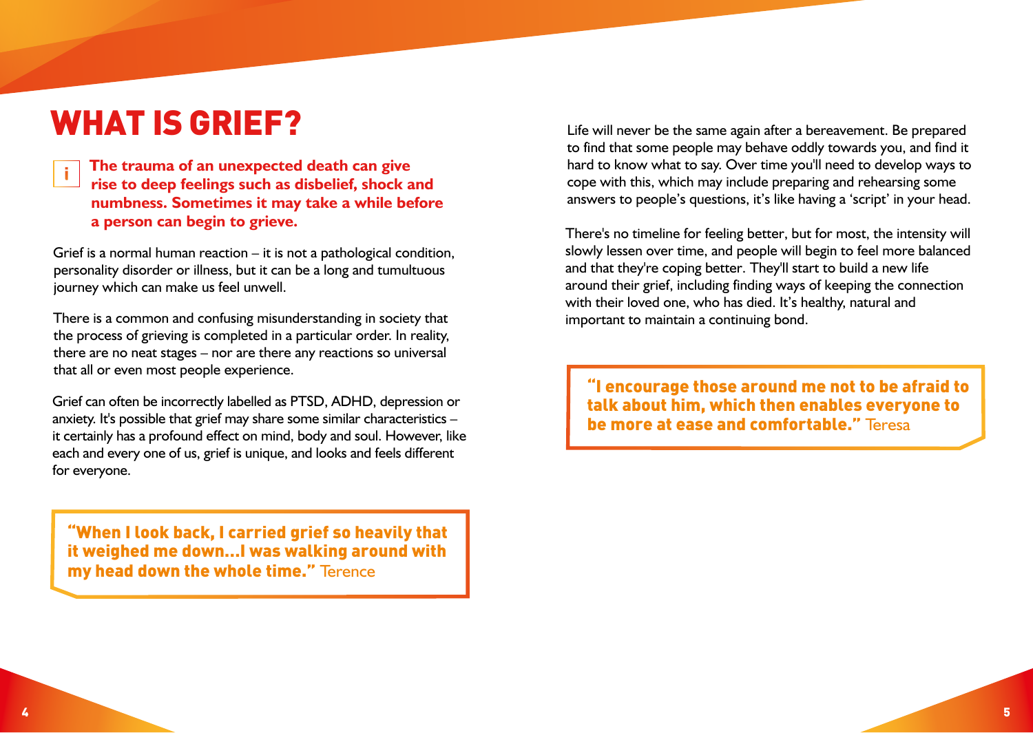# WHAT IS GRIEF?

**The trauma of an unexpected death can give rise to deep feelings such as disbelief, shock and numbness. Sometimes it may take a while before a person can begin to grieve.**

Grief is a normal human reaction – it is not a pathological condition, personality disorder or illness, but it can be a long and tumultuous journey which can make us feel unwell.

There is a common and confusing misunderstanding in society that the process of grieving is completed in a particular order. In reality, there are no neat stages – nor are there any reactions so universal that all or even most people experience.

Grief can often be incorrectly labelled as PTSD, ADHD, depression or anxiety. It's possible that grief may share some similar characteristics – it certainly has a profound effect on mind, body and soul. However, like each and every one of us, grief is unique, and looks and feels different for everyone.

> **"When I look back, I carried grief so heavily that it weighed me down...I was walking around with my head down the whole time."** Terence

Life will never be the same again after a bereavement. Be prepared to find that some people may behave oddly towards you, and find it hard to know what to say. Over time you'll need to develop ways to cope with this, which may include preparing and rehearsing some answers to people's questions, it's like having a 'script' in your head.

There's no timeline for feeling better, but for most, the intensity will slowly lessen over time, and people will begin to feel more balanced and that they're coping better. They'll start to build a new life around their grief, including finding ways of keeping the connection with their loved one, who has died. It's healthy, natural and important to maintain a continuing bond.

> **"I encourage those around me not to be afraid to talk about him, which then enables everyone to be more at ease and comfortable."** Teresa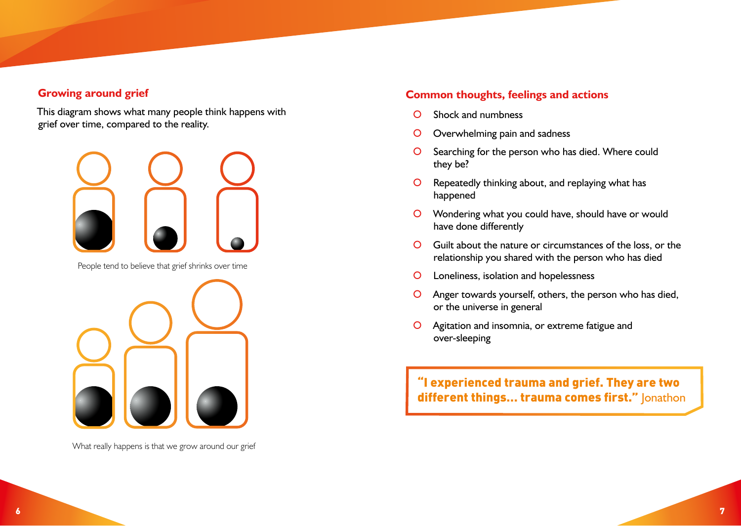## Growing around grief

This diagram shows what many people think happens with grief over time, compared to the reality.

People tend to believe that grief shrinks over time

What really happens is that we grow around our grief

## Common thoughts, feelings and actions

- Shock and numbness
- Overwhelming pain and sadness
- Searching for the person who has died. Where could they be?
- Repeatedly thinking about, and replaying what has happened
- Wondering what you could have, should have or would have done differently
- Guilt about the nature or circumstances of the loss, or the relationship you shared with the person who has died
- Loneliness, isolation and hopelessness
- Anger towards yourself, others, the person who has died, or the universe in general
- Agitation and insomnia, or extreme fatigue and over-sleeping

> **"I experienced trauma and grief. They are two different things... trauma comes first."** Jonathon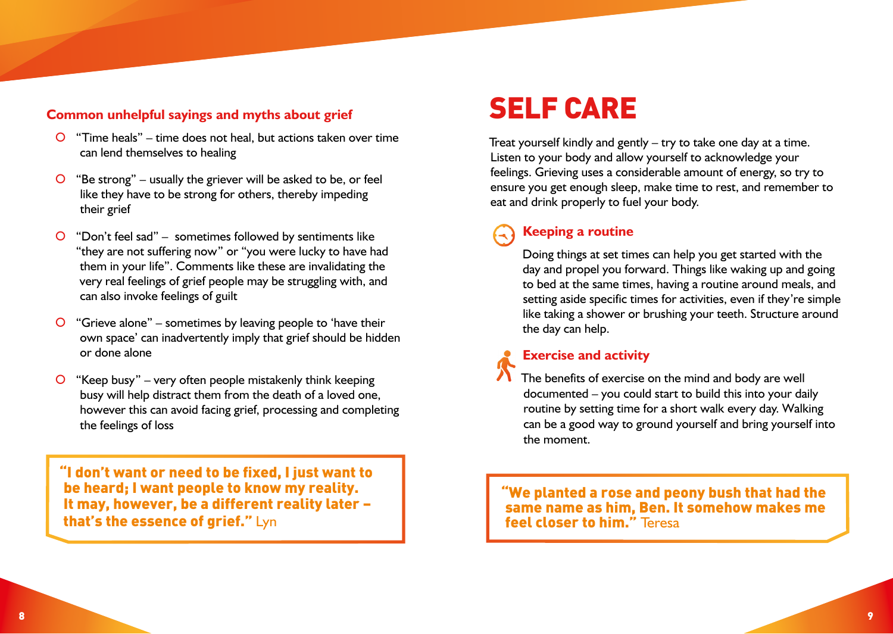### Common unhelpful sayings and myths about grief

- "Time heals" – time does not heal, but actions taken over time can lend themselves to healing
- "Be strong" – usually the griever will be asked to be, or feel like they have to be strong for others, thereby impeding their grief
- "Don't feel sad" – sometimes followed by sentiments like "they are not suffering now" or "you were lucky to have had them in your life". Comments like these are invalidating the very real feelings of grief people may be struggling with, and can also invoke feelings of guilt
- "Grieve alone" – sometimes by leaving people to 'have their own space' can inadvertently imply that grief should be hidden or done alone
- "Keep busy" – very often people mistakenly think keeping busy will help distract them from the death of a loved one, however this can avoid facing grief, processing and completing the feelings of loss

> **"I don't want or need to be fixed, I just want to be heard; I want people to know my reality. It may, however, be a different reality later – that's the essence of grief."** Lyn

# SELF CARE

Treat yourself kindly and gently – try to take one day at a time. Listen to your body and allow yourself to acknowledge your feelings. Grieving uses a considerable amount of energy, so try to ensure you get enough sleep, make time to rest, and remember to eat and drink properly to fuel your body.

### Keeping a routine

Doing things at set times can help you get started with the day and propel you forward. Things like waking up and going to bed at the same times, having a routine around meals, and setting aside specific times for activities, even if they're simple like taking a shower or brushing your teeth. Structure around the day can help.

### Exercise and activity

The benefits of exercise on the mind and body are well documented – you could start to build this into your daily routine by setting time for a short walk every day. Walking can be a good way to ground yourself and bring yourself into the moment.

> **"We planted a rose and peony bush that had the same name as him, Ben. It somehow makes me feel closer to him."** Teresa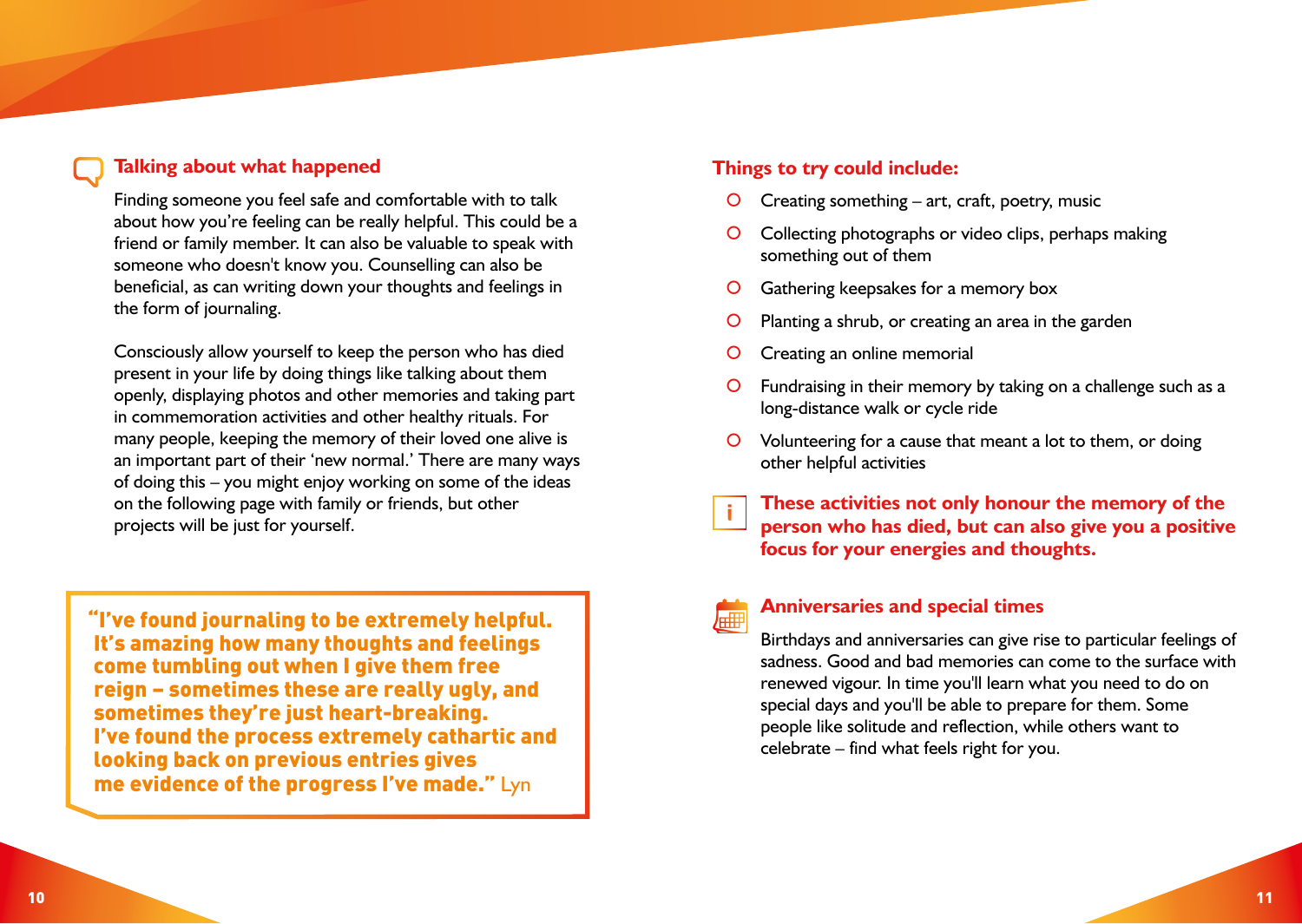## Talking about what happened

Finding someone you feel safe and comfortable with to talk about how you're feeling can be really helpful. This could be a friend or family member. It can also be valuable to speak with someone who doesn't know you. Counselling can also be beneficial, as can writing down your thoughts and feelings in the form of journaling.

Consciously allow yourself to keep the person who has died present in your life by doing things like talking about them openly, displaying photos and other memories and taking part in commemoration activities and other healthy rituals. For many people, keeping the memory of their loved one alive is an important part of their 'new normal.' There are many ways of doing this – you might enjoy working on some of the ideas on the following page with family or friends, but other projects will be just for yourself.

> **"I've found journaling to be extremely helpful. It's amazing how many thoughts and feelings come tumbling out when I give them free reign – sometimes these are really ugly, and sometimes they're just heart-breaking. I've found the process extremely cathartic and looking back on previous entries gives me evidence of the progress I've made."** Lyn

## Things to try could include:

- Creating something – art, craft, poetry, music
- Collecting photographs or video clips, perhaps making something out of them
- Gathering keepsakes for a memory box
- Planting a shrub, or creating an area in the garden
- Creating an online memorial
- Fundraising in their memory by taking on a challenge such as a long-distance walk or cycle ride
- Volunteering for a cause that meant a lot to them, or doing other helpful activities

**These activities not only honour the memory of the person who has died, but can also give you a positive focus for your energies and thoughts.**

## Anniversaries and special times

Birthdays and anniversaries can give rise to particular feelings of sadness. Good and bad memories can come to the surface with renewed vigour. In time you'll learn what you need to do on special days and you'll be able to prepare for them. Some people like solitude and reflection, while others want to celebrate – find what feels right for you.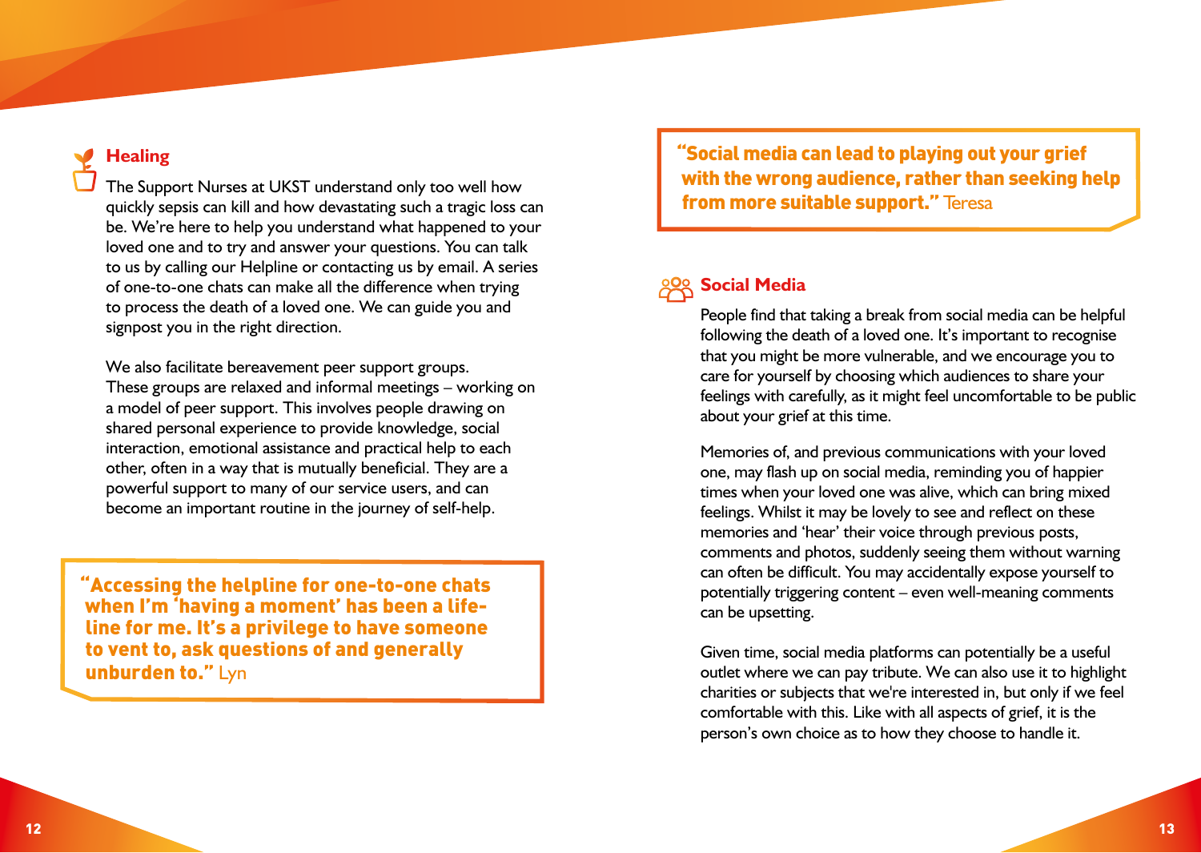## Healing

The Support Nurses at UKST understand only too well how quickly sepsis can kill and how devastating such a tragic loss can be. We're here to help you understand what happened to your loved one and to try and answer your questions. You can talk to us by calling our Helpline or contacting us by email. A series of one-to-one chats can make all the difference when trying to process the death of a loved one. We can guide you and signpost you in the right direction.

We also facilitate bereavement peer support groups. These groups are relaxed and informal meetings – working on a model of peer support. This involves people drawing on shared personal experience to provide knowledge, social interaction, emotional assistance and practical help to each other, often in a way that is mutually beneficial. They are a powerful support to many of our service users, and can become an important routine in the journey of self-help.

> **"Accessing the helpline for one-to-one chats when I'm 'having a moment' has been a life-line for me. It's a privilege to have someone to vent to, ask questions of and generally unburden to."** Lyn

> **"Social media can lead to playing out your grief with the wrong audience, rather than seeking help from more suitable support."** Teresa

## Social Media

People find that taking a break from social media can be helpful following the death of a loved one. It's important to recognise that you might be more vulnerable, and we encourage you to care for yourself by choosing which audiences to share your feelings with carefully, as it might feel uncomfortable to be public about your grief at this time.

Memories of, and previous communications with your loved one, may flash up on social media, reminding you of happier times when your loved one was alive, which can bring mixed feelings. Whilst it may be lovely to see and reflect on these memories and 'hear' their voice through previous posts, comments and photos, suddenly seeing them without warning can often be difficult. You may accidentally expose yourself to potentially triggering content – even well-meaning comments can be upsetting.

Given time, social media platforms can potentially be a useful outlet where we can pay tribute. We can also use it to highlight charities or subjects that we're interested in, but only if we feel comfortable with this. Like with all aspects of grief, it is the person's own choice as to how they choose to handle it.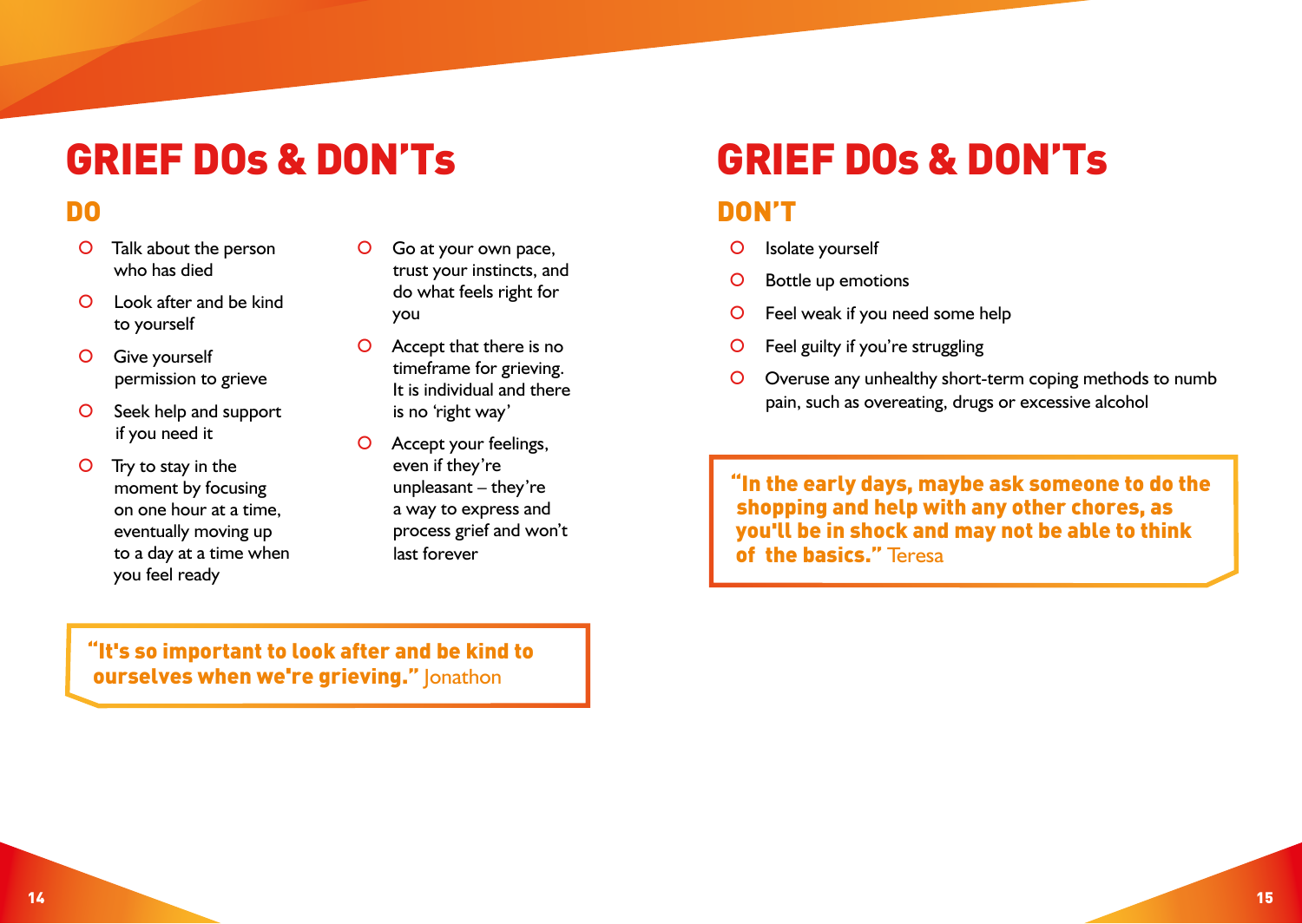# GRIEF DOs & DON'Ts

## DO

- Talk about the person who has died
- Look after and be kind to yourself
- Give yourself permission to grieve
- Seek help and support if you need it
- Try to stay in the moment by focusing on one hour at a time, eventually moving up to a day at a time when you feel ready
- Go at your own pace, trust your instincts, and do what feels right for you
- Accept that there is no timeframe for grieving. It is individual and there is no 'right way'
- Accept your feelings, even if they're unpleasant – they're a way to express and process grief and won't last forever

> **"It's so important to look after and be kind to ourselves when we're grieving."** Jonathon

# GRIEF DOs & DON'Ts

## DON'T

- Isolate yourself
- Bottle up emotions
- Feel weak if you need some help
- Feel guilty if you're struggling
- Overuse any unhealthy short-term coping methods to numb pain, such as overeating, drugs or excessive alcohol

> **"In the early days, maybe ask someone to do the shopping and help with any other chores, as you'll be in shock and may not be able to think of the basics."** Teresa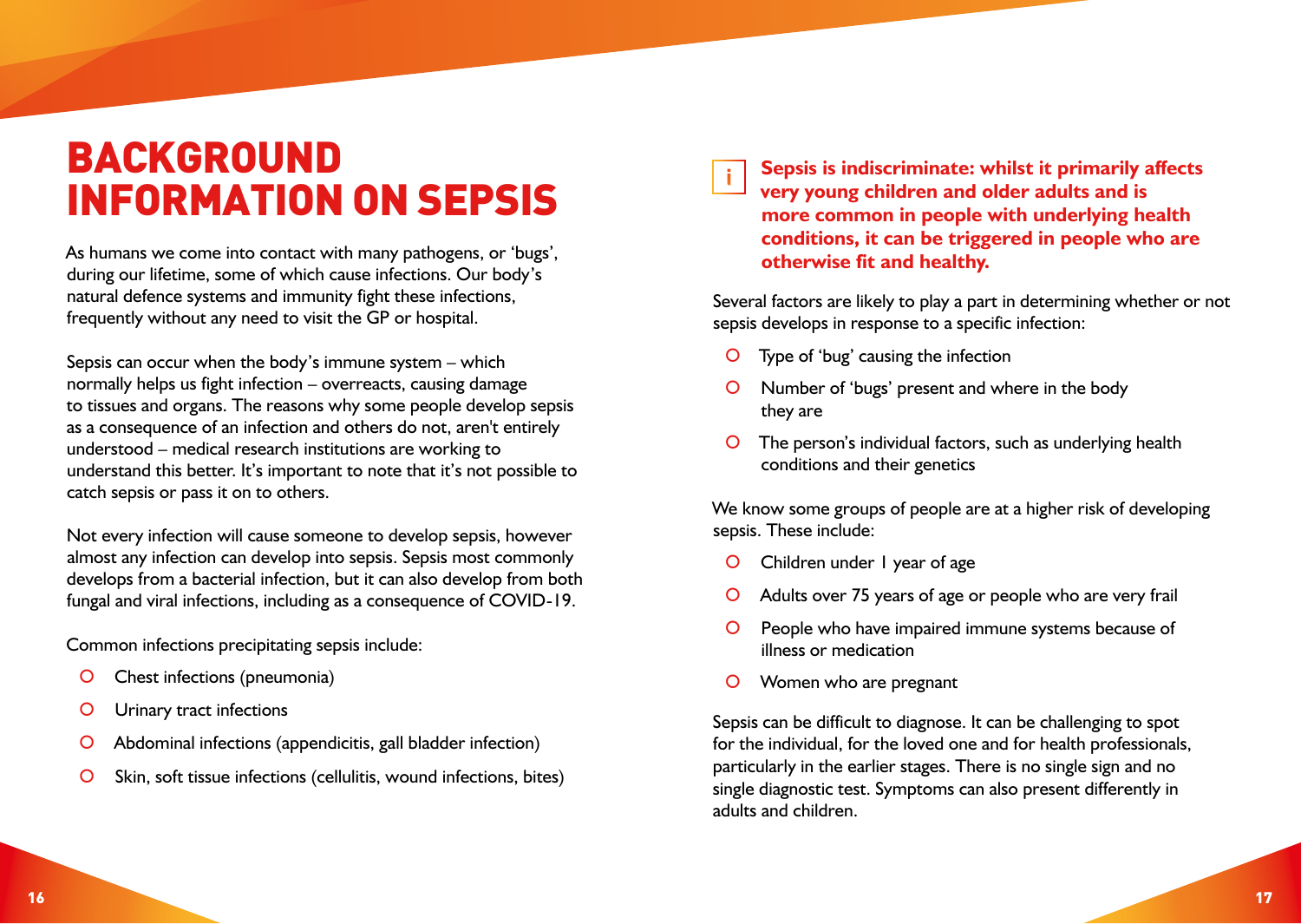# BACKGROUND INFORMATION ON SEPSIS

As humans we come into contact with many pathogens, or 'bugs', during our lifetime, some of which cause infections. Our body's natural defence systems and immunity fight these infections, frequently without any need to visit the GP or hospital.

Sepsis can occur when the body's immune system – which normally helps us fight infection – overreacts, causing damage to tissues and organs. The reasons why some people develop sepsis as a consequence of an infection and others do not, aren't entirely understood – medical research institutions are working to understand this better. It's important to note that it's not possible to catch sepsis or pass it on to others.

Not every infection will cause someone to develop sepsis, however almost any infection can develop into sepsis. Sepsis most commonly develops from a bacterial infection, but it can also develop from both fungal and viral infections, including as a consequence of COVID-19.

Common infections precipitating sepsis include:

- Chest infections (pneumonia)
- Urinary tract infections
- Abdominal infections (appendicitis, gall bladder infection)
- Skin, soft tissue infections (cellulitis, wound infections, bites)

**Sepsis is indiscriminate: whilst it primarily affects very young children and older adults and is more common in people with underlying health conditions, it can be triggered in people who are otherwise fit and healthy.**

Several factors are likely to play a part in determining whether or not sepsis develops in response to a specific infection:

- Type of 'bug' causing the infection
- Number of 'bugs' present and where in the body they are
- The person's individual factors, such as underlying health conditions and their genetics

We know some groups of people are at a higher risk of developing sepsis. These include:

- Children under 1 year of age
- Adults over 75 years of age or people who are very frail
- People who have impaired immune systems because of illness or medication
- Women who are pregnant

Sepsis can be difficult to diagnose. It can be challenging to spot for the individual, for the loved one and for health professionals, particularly in the earlier stages. There is no single sign and no single diagnostic test. Symptoms can also present differently in adults and children.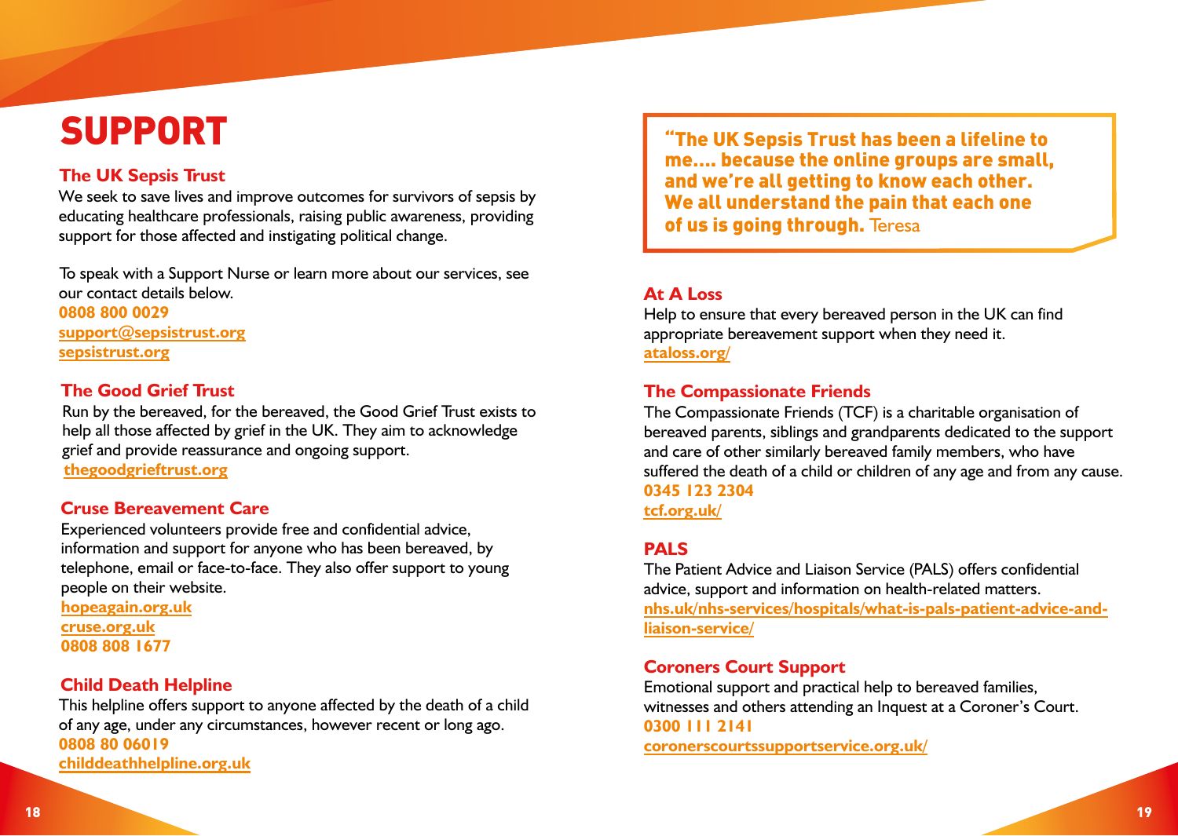# SUPPORT

### The UK Sepsis Trust

We seek to save lives and improve outcomes for survivors of sepsis by educating healthcare professionals, raising public awareness, providing support for those affected and instigating political change.

To speak with a Support Nurse or learn more about our services, see our contact details below.
**0808 800 0029**
**support@sepsistrust.org**
**sepsistrust.org**

### The Good Grief Trust

Run by the bereaved, for the bereaved, the Good Grief Trust exists to help all those affected by grief in the UK. They aim to acknowledge grief and provide reassurance and ongoing support.
**thegoodgrieftrust.org**

### Cruse Bereavement Care

Experienced volunteers provide free and confidential advice, information and support for anyone who has been bereaved, by telephone, email or face-to-face. They also offer support to young people on their website.
**hopeagain.org.uk**
**cruse.org.uk**
**0808 808 1677**

### Child Death Helpline

This helpline offers support to anyone affected by the death of a child of any age, under any circumstances, however recent or long ago.
**0808 80 06019**
**childdeathhelpline.org.uk**

> **"The UK Sepsis Trust has been a lifeline to me.... because the online groups are small, and we're all getting to know each other. We all understand the pain that each one of us is going through.** Teresa

### At A Loss

Help to ensure that every bereaved person in the UK can find appropriate bereavement support when they need it.
**ataloss.org/**

### The Compassionate Friends

The Compassionate Friends (TCF) is a charitable organisation of bereaved parents, siblings and grandparents dedicated to the support and care of other similarly bereaved family members, who have suffered the death of a child or children of any age and from any cause.
**0345 123 2304**
**tcf.org.uk/**

### PALS

The Patient Advice and Liaison Service (PALS) offers confidential advice, support and information on health-related matters.
**nhs.uk/nhs-services/hospitals/what-is-pals-patient-advice-and-liaison-service/**

### Coroners Court Support

Emotional support and practical help to bereaved families, witnesses and others attending an Inquest at a Coroner's Court.
**0300 111 2141**
**coronerscourtssupportservice.org.uk/**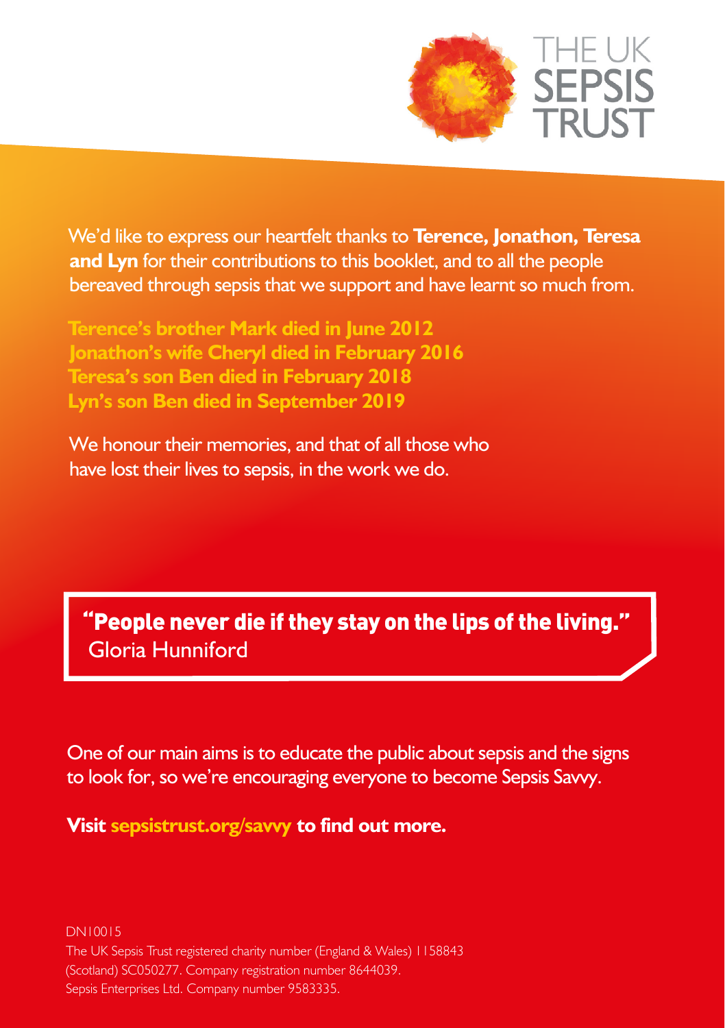THE UK SEPSIS TRUST

We'd like to express our heartfelt thanks to **Terence, Jonathon, Teresa and Lyn** for their contributions to this booklet, and to all the people bereaved through sepsis that we support and have learnt so much from.

**Terence's brother Mark died in June 2012**
**Jonathon's wife Cheryl died in February 2016**
**Teresa's son Ben died in February 2018**
**Lyn's son Ben died in September 2019**

We honour their memories, and that of all those who have lost their lives to sepsis, in the work we do.

> **"People never die if they stay on the lips of the living."**
> Gloria Hunniford

One of our main aims is to educate the public about sepsis and the signs to look for, so we're encouraging everyone to become Sepsis Savvy.

**Visit sepsistrust.org/savvy to find out more.**

DN10015
The UK Sepsis Trust registered charity number (England & Wales) 1158843 (Scotland) SC050277. Company registration number 8644039.
Sepsis Enterprises Ltd. Company number 9583335.